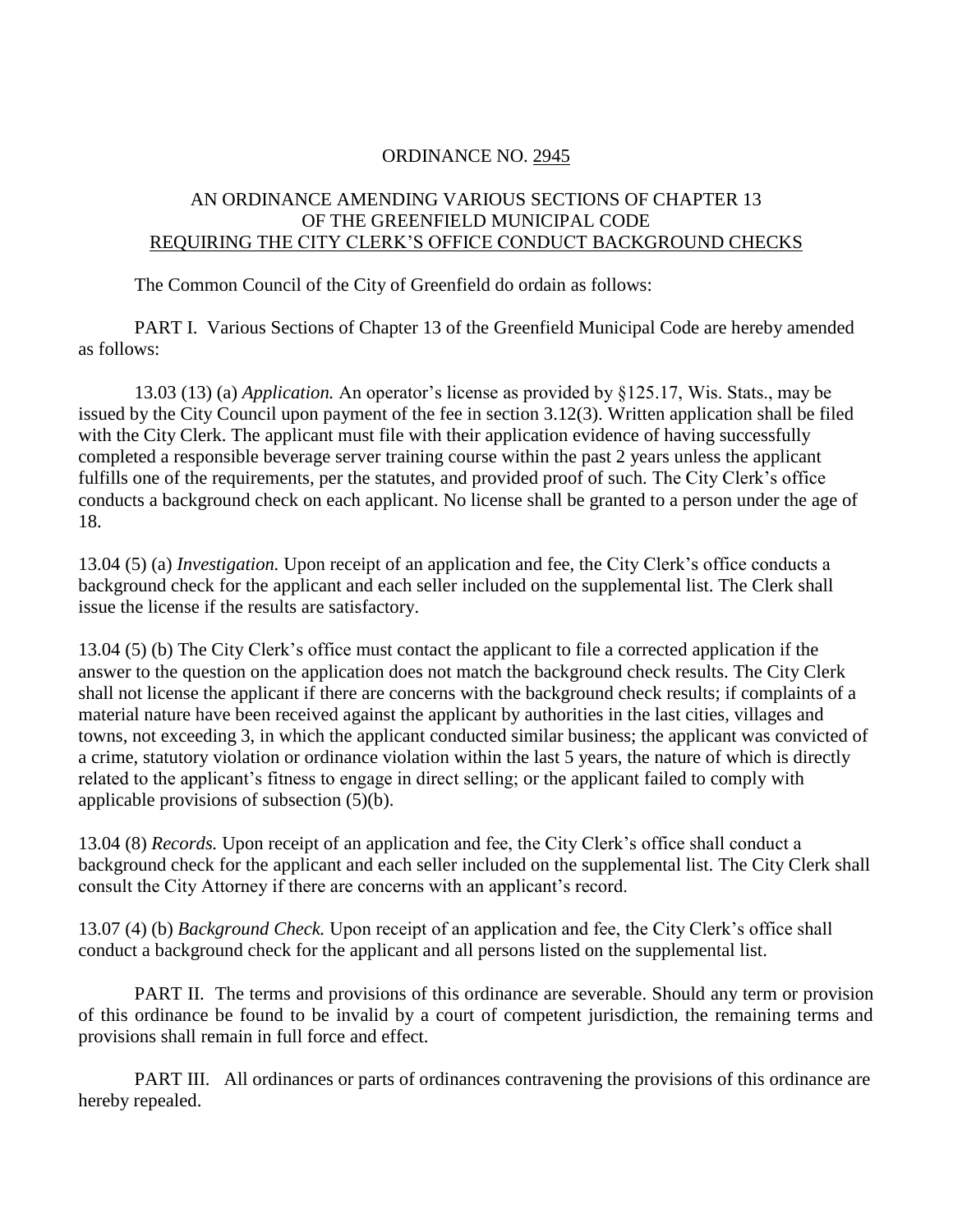ORDINANCE NO. 2945

AN ORDINANCE AMENDING VARIOUS SECTIONS OF CHAPTER 13 OF THE GREENFIELD MUNICIPAL CODE REQUIRING THE CITY CLERK'S OFFICE CONDUCT BACKGROUND CHECKS

The Common Council of the City of Greenfield do ordain as follows:

PART I. Various Sections of Chapter 13 of the Greenfield Municipal Code are hereby amended as follows:

13.03 (13) (a) *Application.* An operator's license as provided by §125.17, Wis. Stats., may be issued by the City Council upon payment of the fee in section 3.12(3). Written application shall be filed with the City Clerk. The applicant must file with their application evidence of having successfully completed a responsible beverage server training course within the past 2 years unless the applicant fulfills one of the requirements, per the statutes, and provided proof of such. The City Clerk's office conducts a background check on each applicant. No license shall be granted to a person under the age of 18.

13.04 (5) (a) *Investigation.* Upon receipt of an application and fee, the City Clerk's office conducts a background check for the applicant and each seller included on the supplemental list. The Clerk shall issue the license if the results are satisfactory.

13.04 (5) (b) The City Clerk's office must contact the applicant to file a corrected application if the answer to the question on the application does not match the background check results. The City Clerk shall not license the applicant if there are concerns with the background check results; if complaints of a material nature have been received against the applicant by authorities in the last cities, villages and towns, not exceeding 3, in which the applicant conducted similar business; the applicant was convicted of a crime, statutory violation or ordinance violation within the last 5 years, the nature of which is directly related to the applicant's fitness to engage in direct selling; or the applicant failed to comply with applicable provisions of subsection (5)(b).

13.04 (8) *Records.* Upon receipt of an application and fee, the City Clerk's office shall conduct a background check for the applicant and each seller included on the supplemental list. The City Clerk shall consult the City Attorney if there are concerns with an applicant's record.

13.07 (4) (b) *Background Check.* Upon receipt of an application and fee, the City Clerk's office shall conduct a background check for the applicant and all persons listed on the supplemental list.

PART II. The terms and provisions of this ordinance are severable. Should any term or provision of this ordinance be found to be invalid by a court of competent jurisdiction, the remaining terms and provisions shall remain in full force and effect.

PART III. All ordinances or parts of ordinances contravening the provisions of this ordinance are hereby repealed.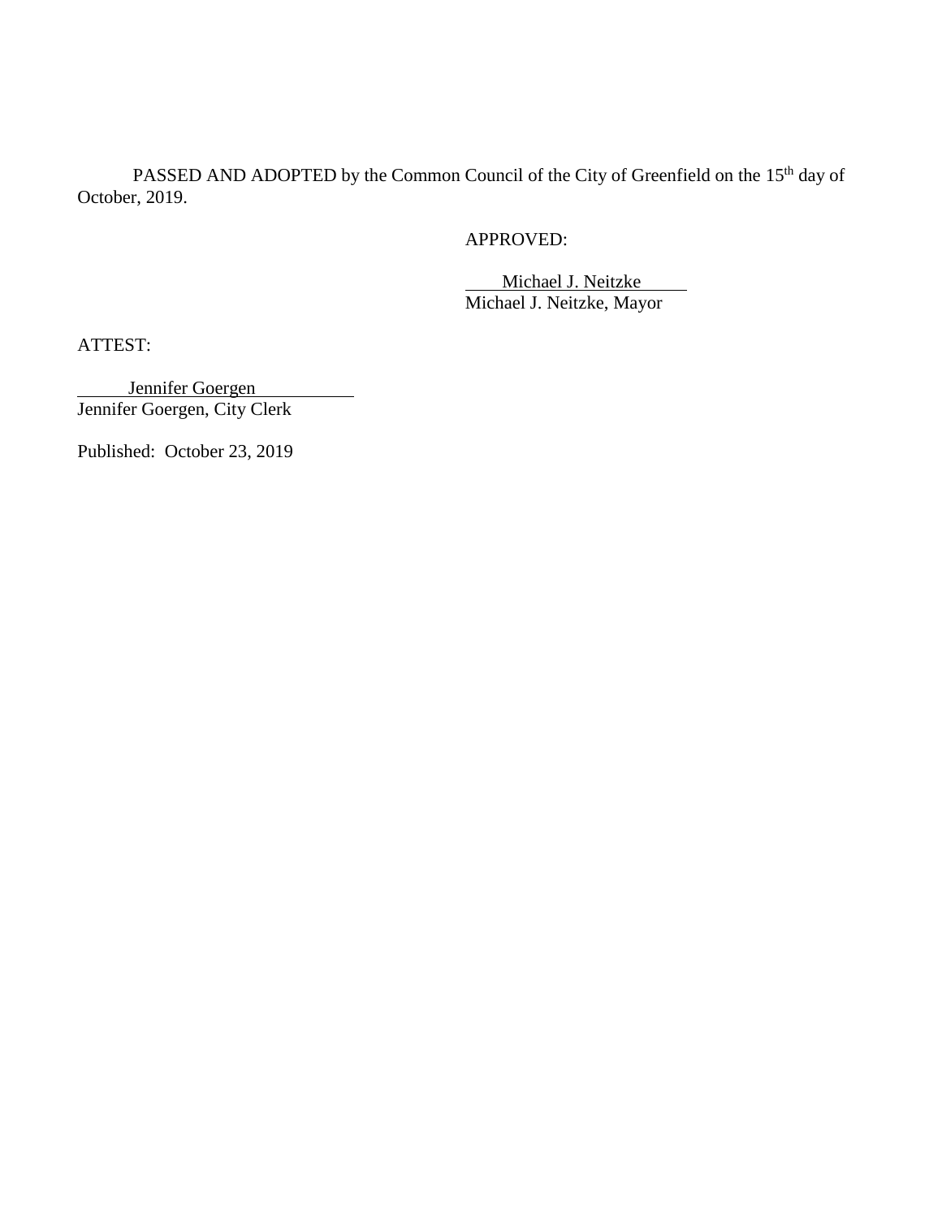PASSED AND ADOPTED by the Common Council of the City of Greenfield on the 15th day of October, 2019.

APPROVED:

Michael J. Neitzke
Michael J. Neitzke, Mayor

ATTEST:

Jennifer Goergen
Jennifer Goergen, City Clerk

Published: October 23, 2019